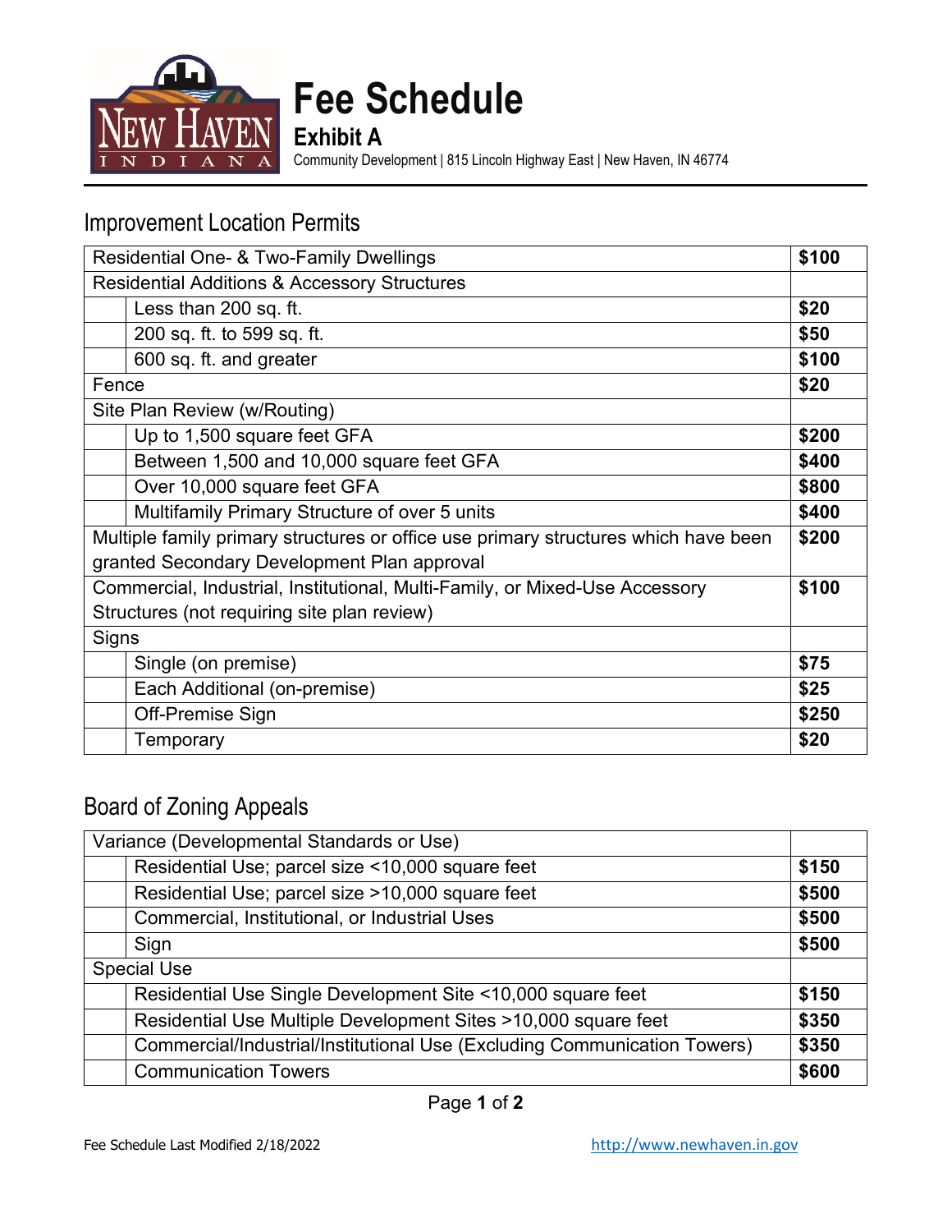# Fee Schedule

**Exhibit A**

Community Development | 815 Lincoln Highway East | New Haven, IN 46774

## Improvement Location Permits

| | | |
|---|---|---|
| Residential One- & Two-Family Dwellings | | **$100** |
| Residential Additions & Accessory Structures | | |
| | Less than 200 sq. ft. | **$20** |
| | 200 sq. ft. to 599 sq. ft. | **$50** |
| | 600 sq. ft. and greater | **$100** |
| Fence | | **$20** |
| Site Plan Review (w/Routing) | | |
| | Up to 1,500 square feet GFA | **$200** |
| | Between 1,500 and 10,000 square feet GFA | **$400** |
| | Over 10,000 square feet GFA | **$800** |
| | Multifamily Primary Structure of over 5 units | **$400** |
| Multiple family primary structures or office use primary structures which have been granted Secondary Development Plan approval | | **$200** |
| Commercial, Industrial, Institutional, Multi-Family, or Mixed-Use Accessory Structures (not requiring site plan review) | | **$100** |
| Signs | | |
| | Single (on premise) | **$75** |
| | Each Additional (on-premise) | **$25** |
| | Off-Premise Sign | **$250** |
| | Temporary | **$20** |

## Board of Zoning Appeals

| | | |
|---|---|---|
| Variance (Developmental Standards or Use) | | |
| | Residential Use; parcel size <10,000 square feet | **$150** |
| | Residential Use; parcel size >10,000 square feet | **$500** |
| | Commercial, Institutional, or Industrial Uses | **$500** |
| | Sign | **$500** |
| Special Use | | |
| | Residential Use Single Development Site <10,000 square feet | **$150** |
| | Residential Use Multiple Development Sites >10,000 square feet | **$350** |
| | Commercial/Industrial/Institutional Use (Excluding Communication Towers) | **$350** |
| | Communication Towers | **$600** |

Fee Schedule Last Modified 2/18/2022

http://www.newhaven.in.gov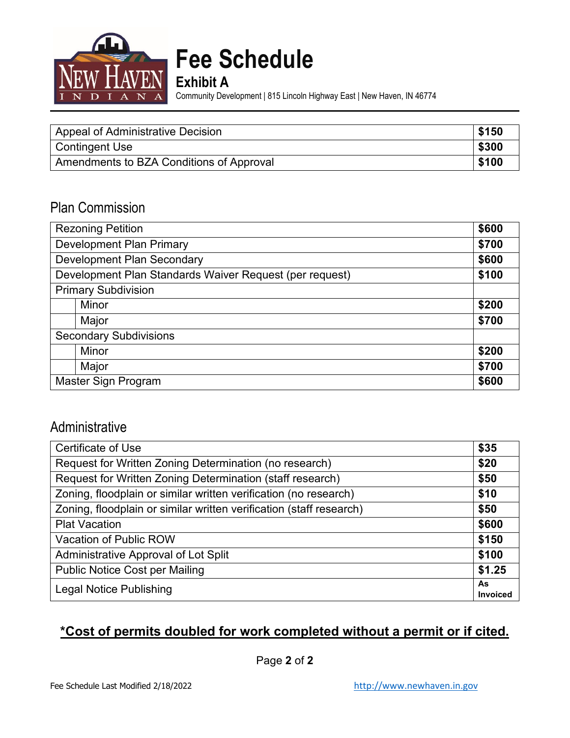# Fee Schedule

**Exhibit A**

Community Development | 815 Lincoln Highway East | New Haven, IN 46774

| | |
|---|---|
| Appeal of Administrative Decision | **$150** |
| Contingent Use | **$300** |
| Amendments to BZA Conditions of Approval | **$100** |

## Plan Commission

| | | |
|---|---|---|
| Rezoning Petition | | **$600** |
| Development Plan Primary | | **$700** |
| Development Plan Secondary | | **$600** |
| Development Plan Standards Waiver Request (per request) | | **$100** |
| Primary Subdivision | | |
| | Minor | **$200** |
| | Major | **$700** |
| Secondary Subdivisions | | |
| | Minor | **$200** |
| | Major | **$700** |
| Master Sign Program | | **$600** |

## Administrative

| | |
|---|---|
| Certificate of Use | **$35** |
| Request for Written Zoning Determination (no research) | **$20** |
| Request for Written Zoning Determination (staff research) | **$50** |
| Zoning, floodplain or similar written verification (no research) | **$10** |
| Zoning, floodplain or similar written verification (staff research) | **$50** |
| Plat Vacation | **$600** |
| Vacation of Public ROW | **$150** |
| Administrative Approval of Lot Split | **$100** |
| Public Notice Cost per Mailing | **$1.25** |
| Legal Notice Publishing | **As Invoiced** |

**\*Cost of permits doubled for work completed without a permit or if cited.**

Fee Schedule Last Modified 2/18/2022

http://www.newhaven.in.gov